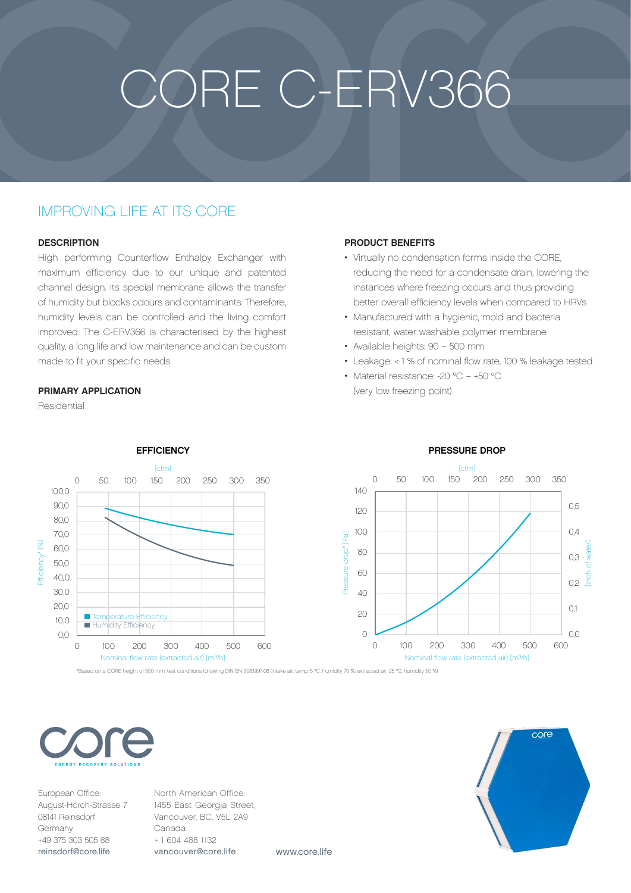# CORE C-ERV366

## IMPROVING LIFE AT ITS CORE

### DESCRIPTION

High performing Counterflow Enthalpy Exchanger with maximum efficiency due to our unique and patented channel design. Its special membrane allows the transfer of humidity but blocks odours and contaminants. Therefore, humidity levels can be controlled and the living comfort improved. The C-ERV366 is characterised by the highest quality, a long life and low maintenance and can be custom made to fit your specific needs.

### PRIMARY APPLICATION

Residential

### PRODUCT BENEFITS

- Virtually no condensation forms inside the CORE, reducing the need for a condensate drain, lowering the instances where freezing occurs and thus providing better overall efficiency levels when compared to HRVs
- Manufactured with a hygienic, mold and bacteria resistant, water washable polymer membrane
- Available heights: 90 – 500 mm
- Leakage: < 1 % of nominal flow rate, 100 % leakage tested
- Material resistance: -20 °C – +50 °C (very low freezing point)

### EFFICIENCY

### PRESSURE DROP

*Based on a CORE height of 500 mm; test conditions following DIN EN 308:1997-06 (intake air: temp. 5 °C, humidity 70 %, extracted air: 25 °C, humidity 50 %)

European Office:
August-Horch-Strasse 7
08141 Reinsdorf
Germany
+49 375 303 505 88
reinsdorf@core.life

North American Office:
1455 East Georgia Street,
Vancouver, BC, V5L 2A9
Canada
+ 1 604 488 1132
vancouver@core.life

www.core.life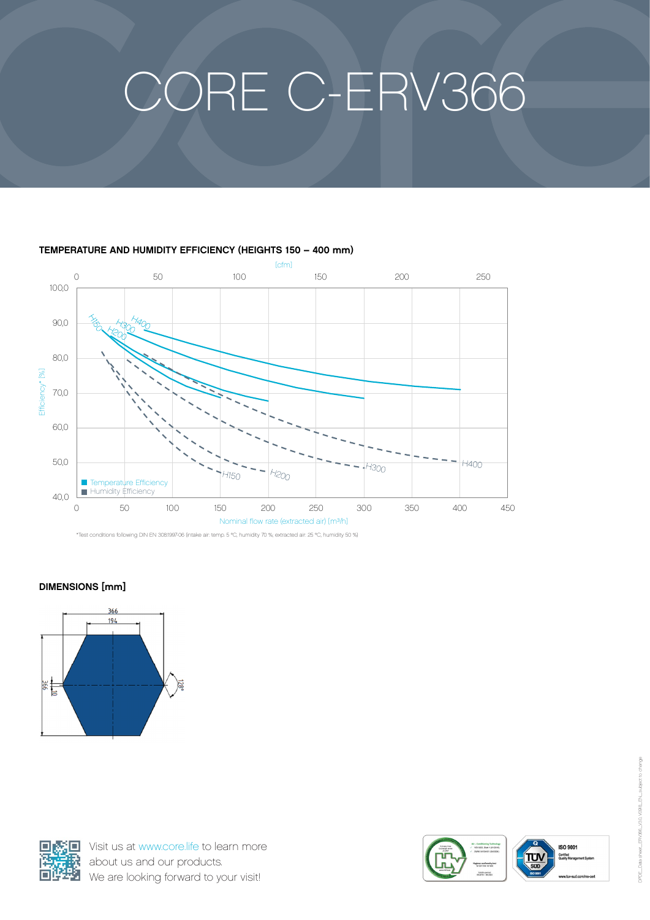# CORE C-ERV366

## TEMPERATURE AND HUMIDITY EFFICIENCY (HEIGHTS 150 – 400 mm)

[cfm]

0 50 100 150 200 250

100,0
90,0
80,0
70,0
60,0
50,0
40,0

Efficiency* [%]

H150 H300 H200 H400

H150 H200 H300 H400

Temperature Efficiency
Humidity Efficiency

0 50 100 150 200 250 300 350 400 450

Nominal flow rate (extracted air) [m³/h]

*Test conditions following DIN EN 308:1997-06 (intake air: temp. 5 °C, humidity 70 %; extracted air: 25 °C, humidity 50 %)

## DIMENSIONS [mm]

366
194
366
10
128°

Visit us at www.core.life to learn more about us and our products.
We are looking forward to your visit!